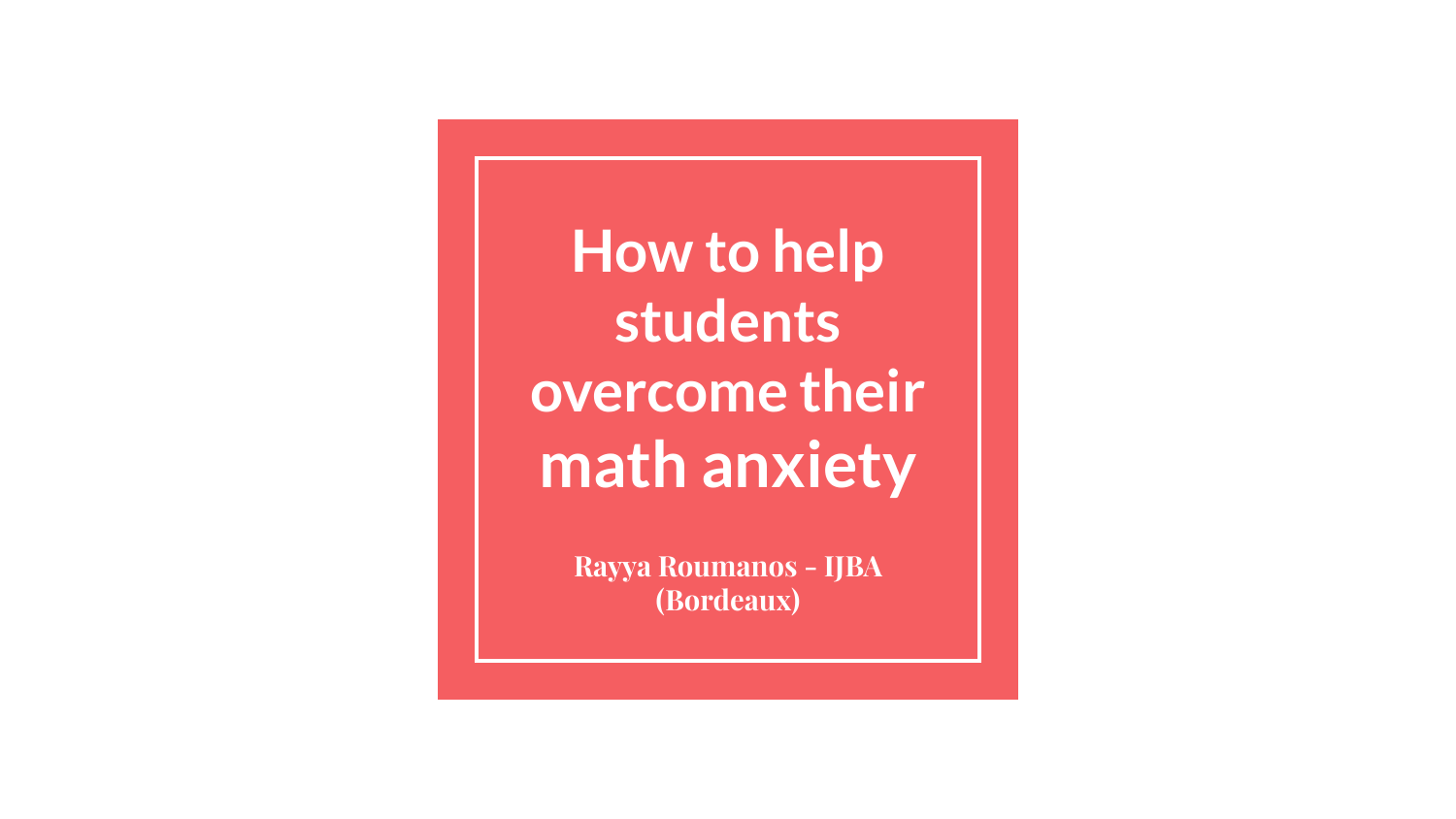# How to help students overcome their math anxiety

**Rayya Roumanos - IJBA (Bordeaux)**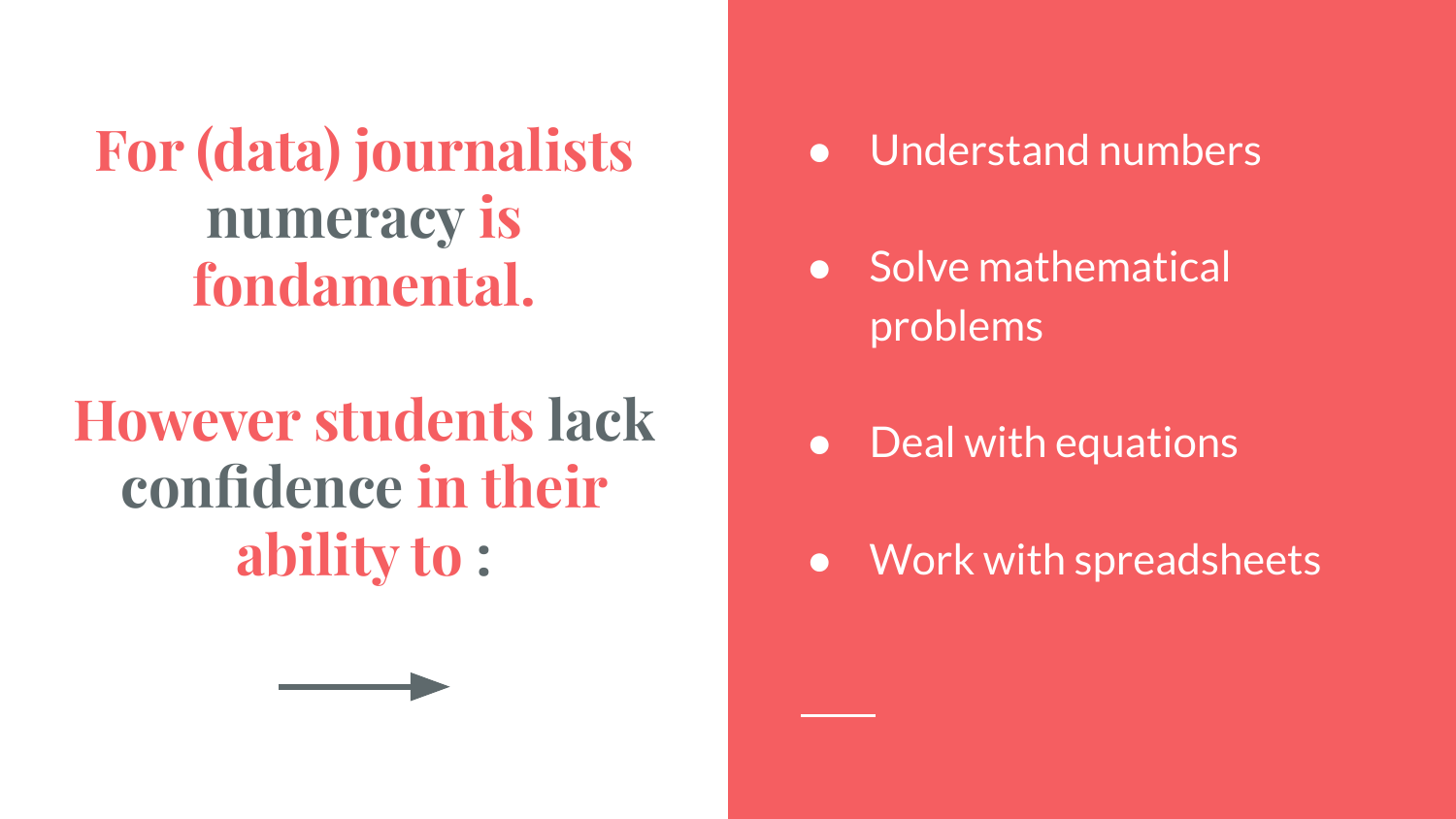## For (data) journalists numeracy is fondamental.

## However students lack confidence in their ability to :

- Understand numbers
- Solve mathematical problems
- Deal with equations
- Work with spreadsheets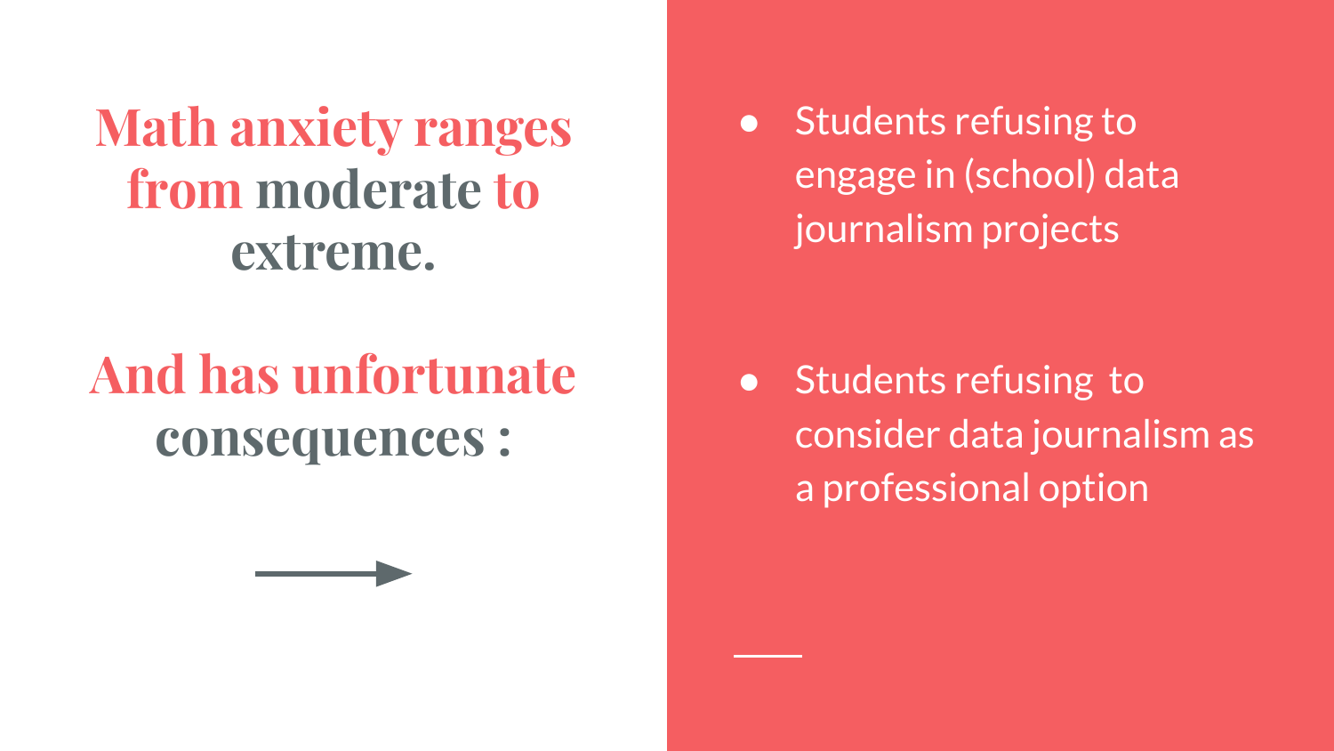## Math anxiety ranges from moderate to extreme.

## And has unfortunate consequences :

- Students refusing to engage in (school) data journalism projects
- Students refusing to consider data journalism as a professional option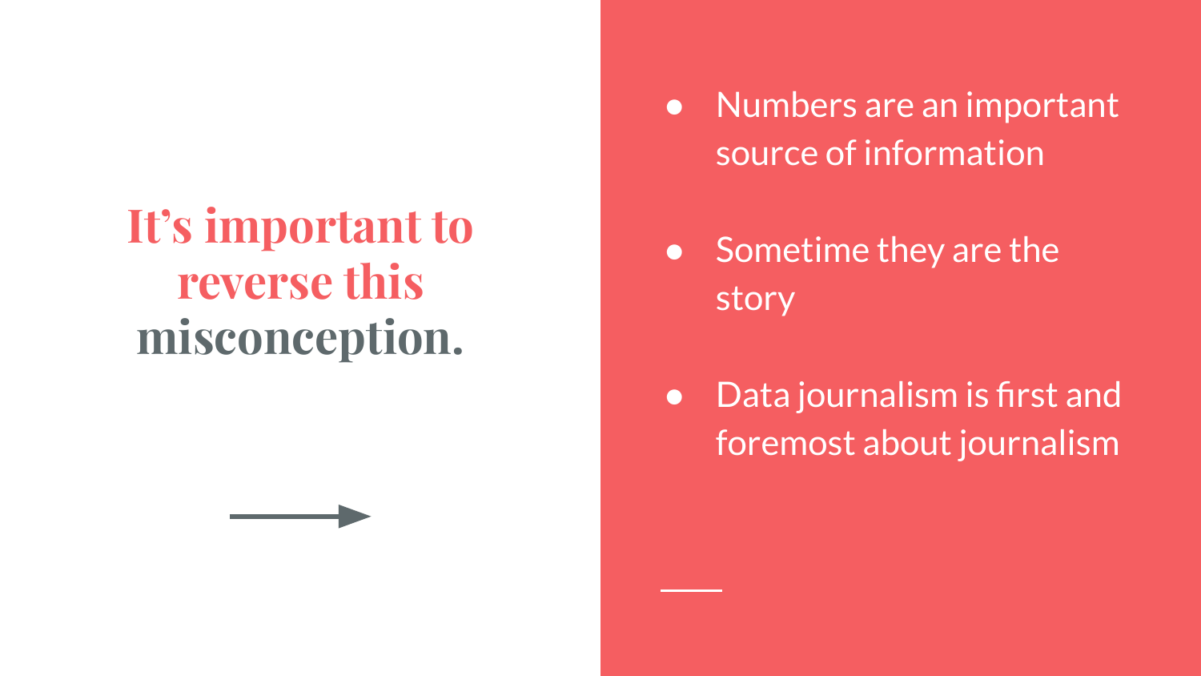# It's important to reverse this misconception.

- Numbers are an important source of information
- Sometime they are the story
- Data journalism is first and foremost about journalism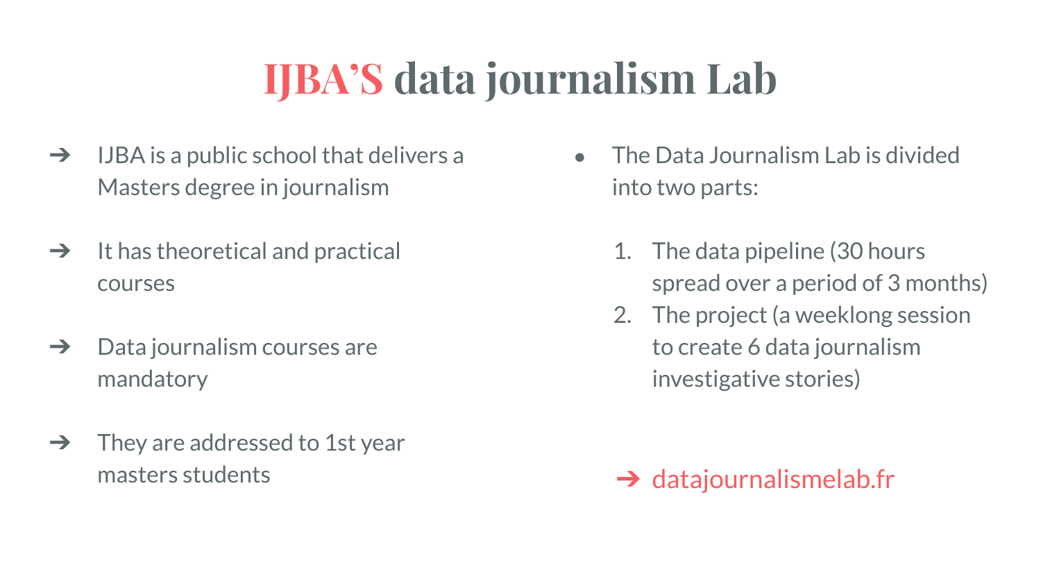# IJBA'S data journalism Lab

- IJBA is a public school that delivers a Masters degree in journalism
- It has theoretical and practical courses
- Data journalism courses are mandatory
- They are addressed to 1st year masters students

- The Data Journalism Lab is divided into two parts:
  1. The data pipeline (30 hours spread over a period of 3 months)
  2. The project (a weeklong session to create 6 data journalism investigative stories)

➔ datajournalismelab.fr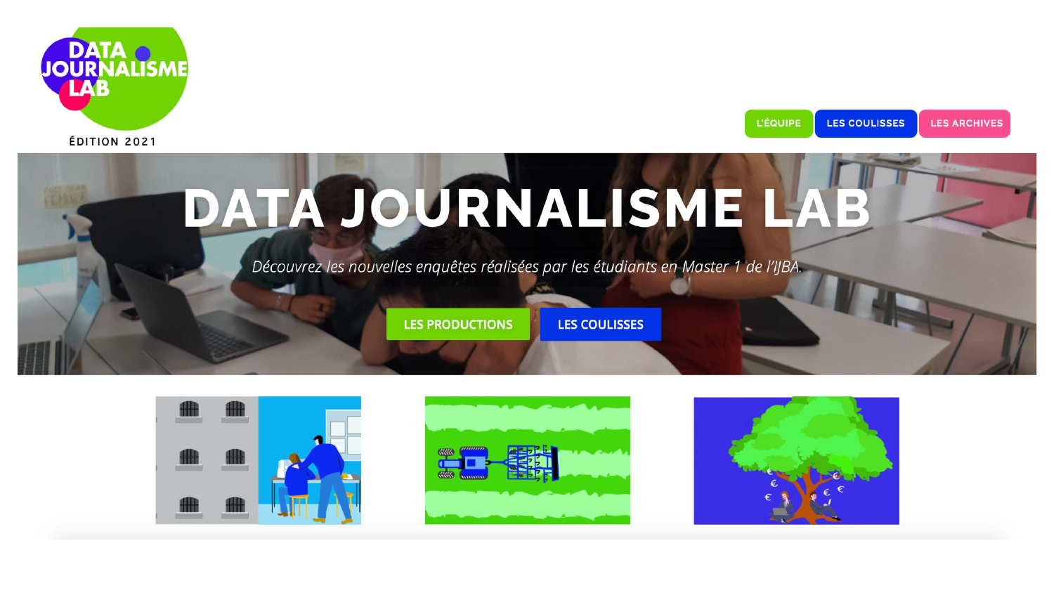DATA JOURNALISME LAB

ÉDITION 2021

L'ÉQUIPE LES COULISSES LES ARCHIVES

# DATA JOURNALISME LAB

*Découvrez les nouvelles enquêtes réalisées par les étudiants en Master 1 de l'IJBA.*

LES PRODUCTIONS LES COULISSES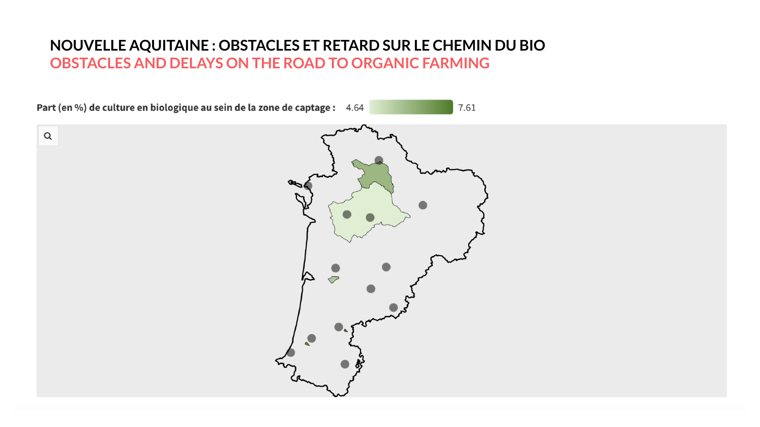# NOUVELLE AQUITAINE : OBSTACLES ET RETARD SUR LE CHEMIN DU BIO

## OBSTACLES AND DELAYS ON THE ROAD TO ORGANIC FARMING

**Part (en %) de culture en biologique au sein de la zone de captage :** 4.64 – 7.61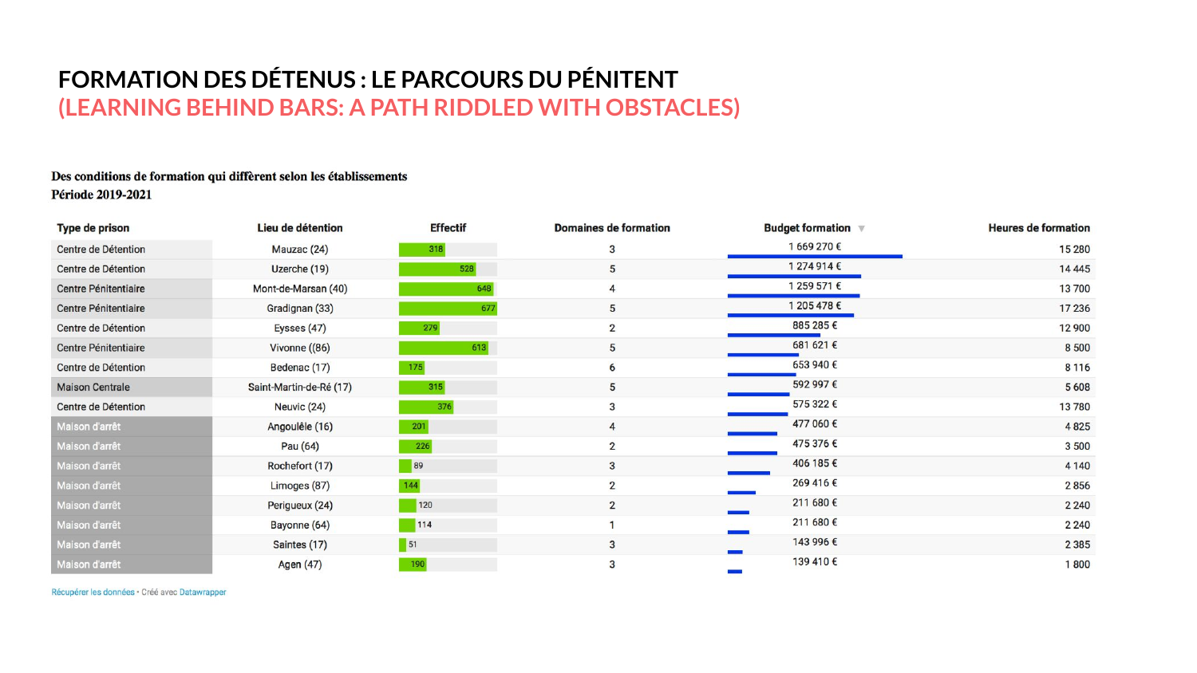# FORMATION DES DÉTENUS : LE PARCOURS DU PÉNITENT

## (LEARNING BEHIND BARS: A PATH RIDDLED WITH OBSTACLES)

**Des conditions de formation qui diffèrent selon les établissements**
**Période 2019-2021**

| Type de prison | Lieu de détention | Effectif | Domaines de formation | Budget formation ▼ | Heures de formation |
|---|---|---|---|---|---|
| Centre de Détention | Mauzac (24) | 318 | 3 | 1 669 270 € | 15 280 |
| Centre de Détention | Uzerche (19) | 528 | 5 | 1 274 914 € | 14 445 |
| Centre Pénitentiaire | Mont-de-Marsan (40) | 648 | 4 | 1 259 571 € | 13 700 |
| Centre Pénitentiaire | Gradignan (33) | 677 | 5 | 1 205 478 € | 17 236 |
| Centre de Détention | Eysses (47) | 279 | 2 | 885 285 € | 12 900 |
| Centre Pénitentiaire | Vivonne ((86) | 613 | 5 | 681 621 € | 8 500 |
| Centre de Détention | Bedenac (17) | 175 | 6 | 653 940 € | 8 116 |
| Maison Centrale | Saint-Martin-de-Ré (17) | 315 | 5 | 592 997 € | 5 608 |
| Centre de Détention | Neuvic (24) | 376 | 3 | 575 322 € | 13 780 |
| Maison d'arrêt | Angoulême (16) | 201 | 4 | 477 060 € | 4 825 |
| Maison d'arrêt | Pau (64) | 226 | 2 | 475 376 € | 3 500 |
| Maison d'arrêt | Rochefort (17) | 89 | 3 | 406 185 € | 4 140 |
| Maison d'arrêt | Limoges (87) | 144 | 2 | 269 416 € | 2 856 |
| Maison d'arrêt | Perigueux (24) | 120 | 2 | 211 680 € | 2 240 |
| Maison d'arrêt | Bayonne (64) | 114 | 1 | 211 680 € | 2 240 |
| Maison d'arrêt | Saintes (17) | 51 | 3 | 143 996 € | 2 385 |
| Maison d'arrêt | Agen (47) | 190 | 3 | 139 410 € | 1 800 |

Récupérer les données • Créé avec Datawrapper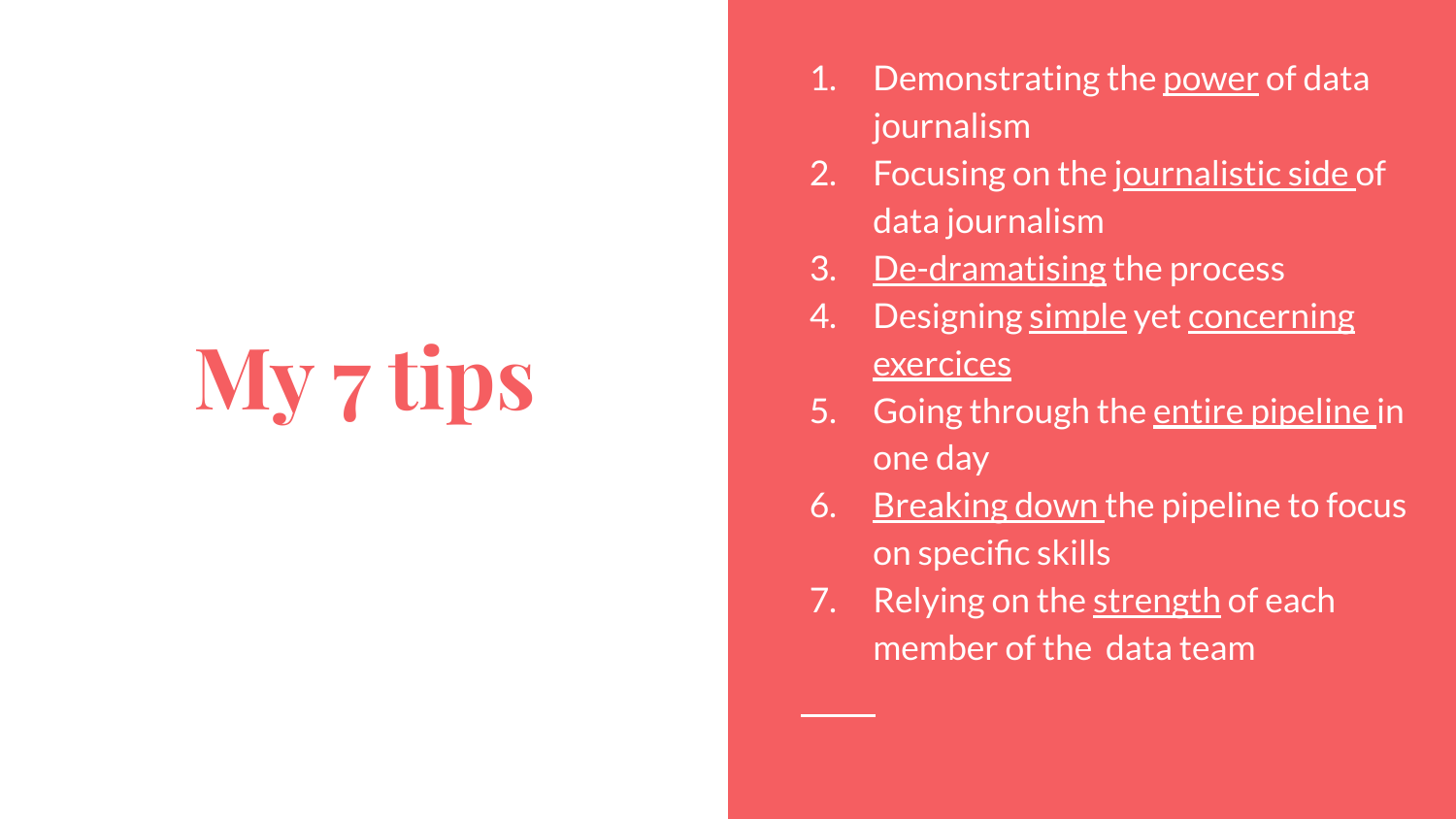# My 7 tips

1. Demonstrating the power of data journalism
2. Focusing on the journalistic side of data journalism
3. De-dramatising the process
4. Designing simple yet concerning exercices
5. Going through the entire pipeline in one day
6. Breaking down the pipeline to focus on specific skills
7. Relying on the strength of each member of the data team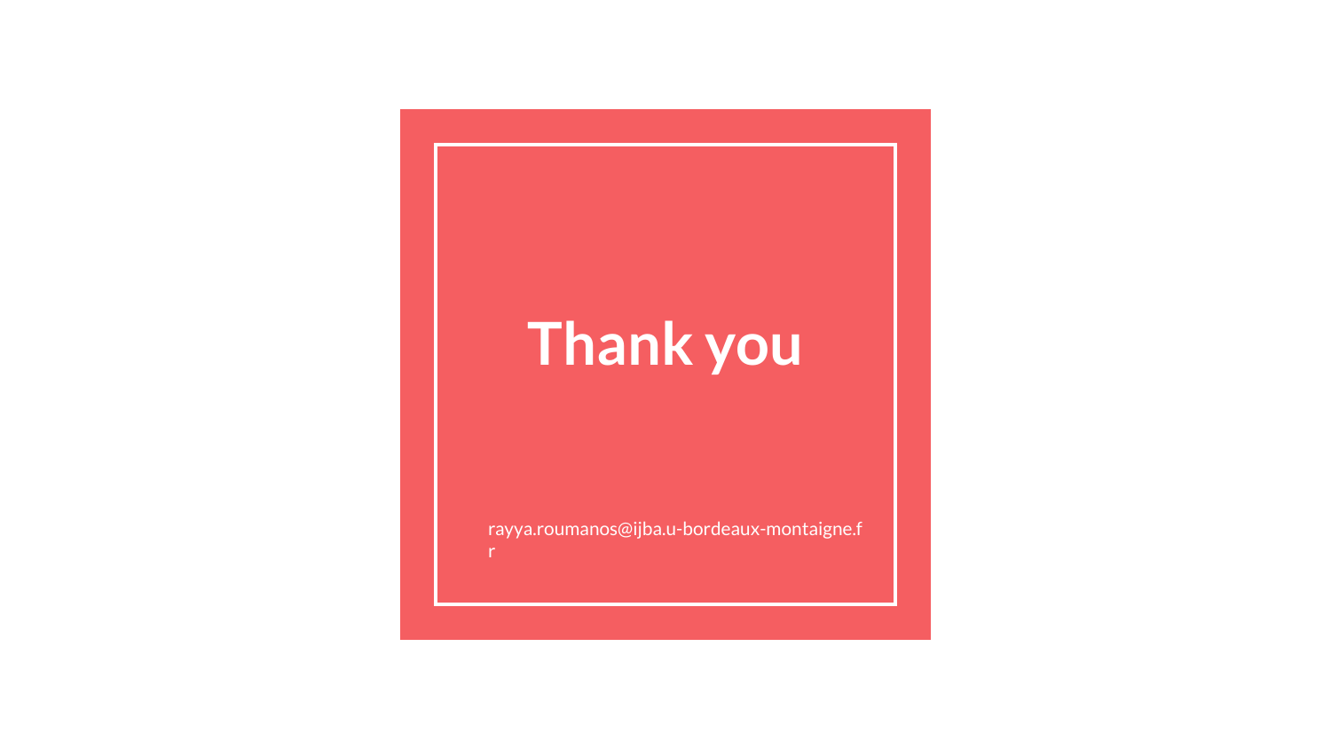# Thank you

rayya.roumanos@ijba.u-bordeaux-montaigne.fr